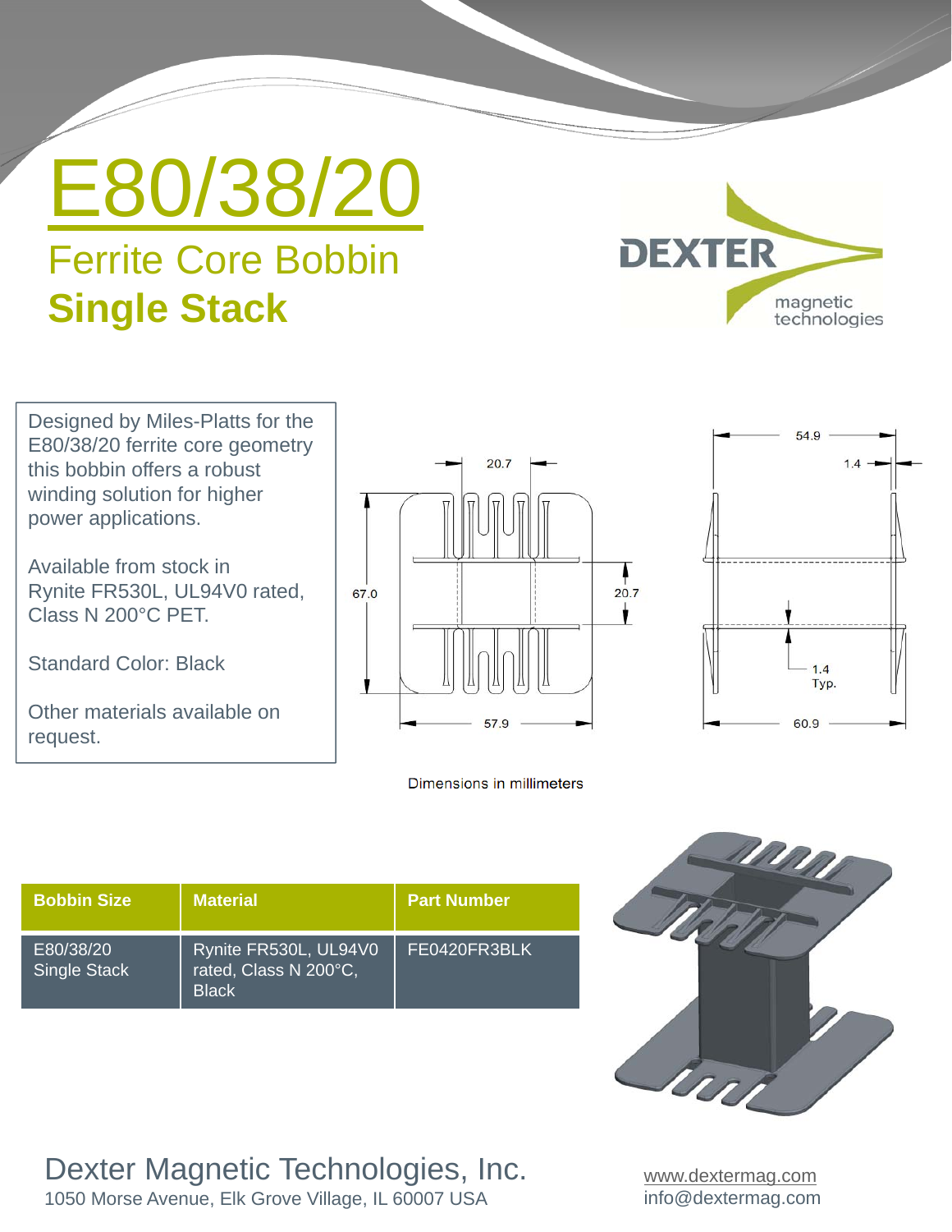# E80/38/20

## Ferrite Core Bobbin

## **Single Stack**

DEXTER magnetic technologies

Designed by Miles-Platts for the E80/38/20 ferrite core geometry this bobbin offers a robust winding solution for higher power applications.

Available from stock in Rynite FR530L, UL94V0 rated, Class N 200°C PET.

Standard Color: Black

Other materials available on request.

Dimensions in millimeters

| Bobbin Size | Material | Part Number |
|---|---|---|
| E80/38/20 Single Stack | Rynite FR530L, UL94V0 rated, Class N 200°C, Black | FE0420FR3BLK |

Dexter Magnetic Technologies, Inc.
1050 Morse Avenue, Elk Grove Village, IL 60007 USA

www.dextermag.com
info@dextermag.com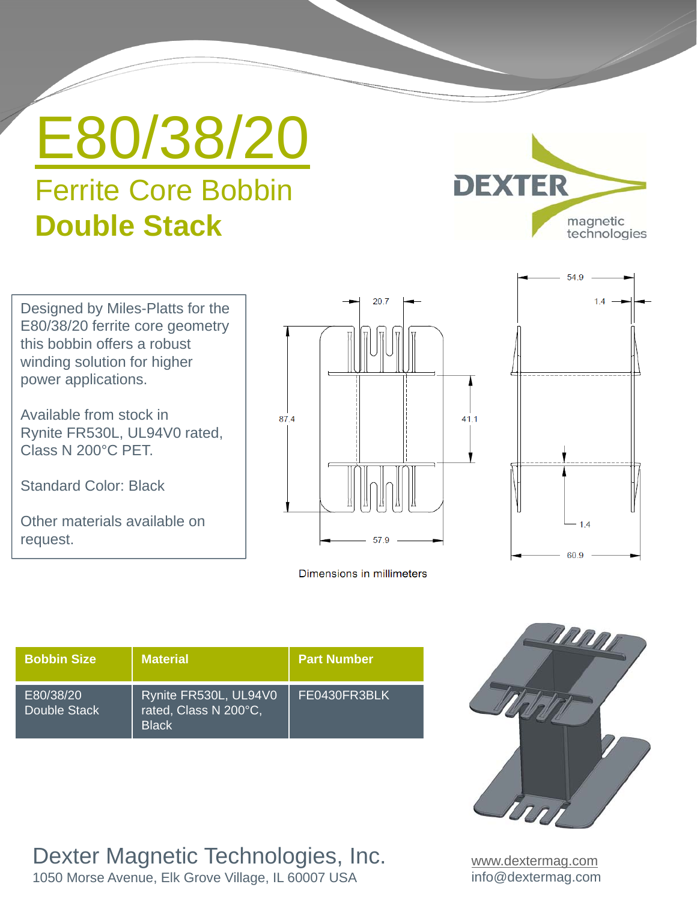# E80/38/20

## Ferrite Core Bobbin

## **Double Stack**

DEXTER magnetic technologies

Designed by Miles-Platts for the E80/38/20 ferrite core geometry this bobbin offers a robust winding solution for higher power applications.

Available from stock in Rynite FR530L, UL94V0 rated, Class N 200°C PET.

Standard Color: Black

Other materials available on request.

20.7

87.4

41.1

57.9

54.9

1.4

1.4

60.9

Dimensions in millimeters

| Bobbin Size | Material | Part Number |
| --- | --- | --- |
| E80/38/20 Double Stack | Rynite FR530L, UL94V0 rated, Class N 200°C, Black | FE0430FR3BLK |

Dexter Magnetic Technologies, Inc.

1050 Morse Avenue, Elk Grove Village, IL 60007 USA

www.dextermag.com

info@dextermag.com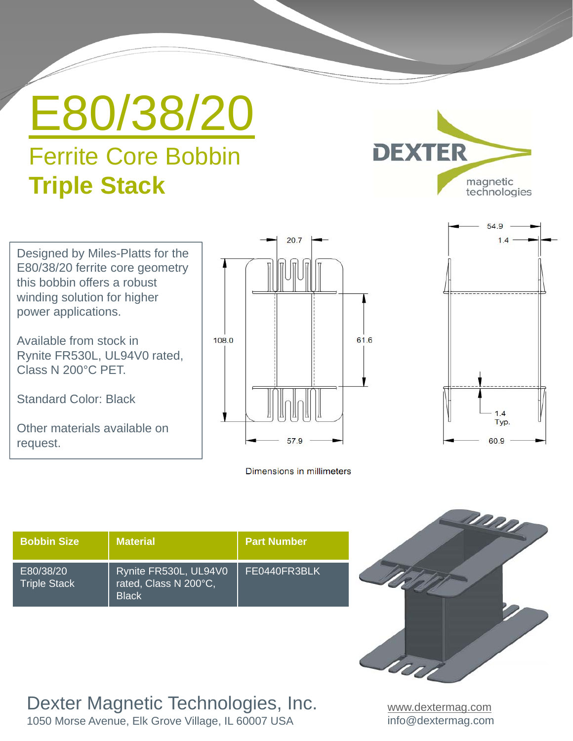# E80/38/20

## Ferrite Core Bobbin

## **Triple Stack**

DEXTER
magnetic
technologies

Designed by Miles-Platts for the E80/38/20 ferrite core geometry this bobbin offers a robust winding solution for higher power applications.

Available from stock in Rynite FR530L, UL94V0 rated, Class N 200°C PET.

Standard Color: Black

Other materials available on request.

20.7
108.0
61.6
57.9
54.9
1.4
1.4
Typ.
60.9

Dimensions in millimeters

| Bobbin Size | Material | Part Number |
|---|---|---|
| E80/38/20 Triple Stack | Rynite FR530L, UL94V0 rated, Class N 200°C, Black | FE0440FR3BLK |

Dexter Magnetic Technologies, Inc.
1050 Morse Avenue, Elk Grove Village, IL 60007 USA

www.dextermag.com
info@dextermag.com